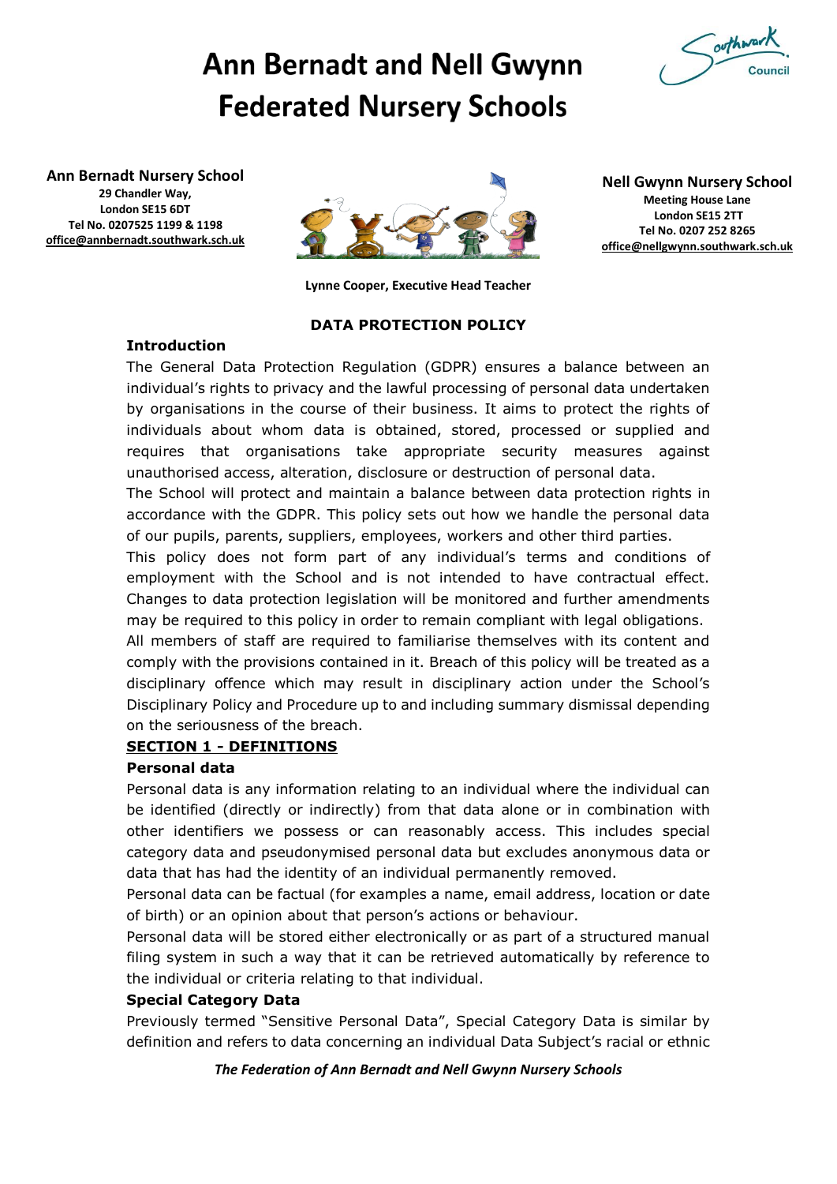# Ann Bernadt and Nell Gwynn Federated Nursery Schools

**Ann Bernadt Nursery School**
**29 Chandler Way,**
**London SE15 6DT**
**Tel No. 0207525 1199 & 1198**
**office@annbernadt.southwark.sch.uk**

**Nell Gwynn Nursery School**
**Meeting House Lane**
**London SE15 2TT**
**Tel No. 0207 252 8265**
**office@nellgwynn.southwark.sch.uk**

**Lynne Cooper, Executive Head Teacher**

## DATA PROTECTION POLICY

### Introduction

The General Data Protection Regulation (GDPR) ensures a balance between an individual's rights to privacy and the lawful processing of personal data undertaken by organisations in the course of their business. It aims to protect the rights of individuals about whom data is obtained, stored, processed or supplied and requires that organisations take appropriate security measures against unauthorised access, alteration, disclosure or destruction of personal data.

The School will protect and maintain a balance between data protection rights in accordance with the GDPR. This policy sets out how we handle the personal data of our pupils, parents, suppliers, employees, workers and other third parties.

This policy does not form part of any individual's terms and conditions of employment with the School and is not intended to have contractual effect. Changes to data protection legislation will be monitored and further amendments may be required to this policy in order to remain compliant with legal obligations.

All members of staff are required to familiarise themselves with its content and comply with the provisions contained in it. Breach of this policy will be treated as a disciplinary offence which may result in disciplinary action under the School's Disciplinary Policy and Procedure up to and including summary dismissal depending on the seriousness of the breach.

## SECTION 1 - DEFINITIONS

### Personal data

Personal data is any information relating to an individual where the individual can be identified (directly or indirectly) from that data alone or in combination with other identifiers we possess or can reasonably access. This includes special category data and pseudonymised personal data but excludes anonymous data or data that has had the identity of an individual permanently removed.

Personal data can be factual (for examples a name, email address, location or date of birth) or an opinion about that person's actions or behaviour.

Personal data will be stored either electronically or as part of a structured manual filing system in such a way that it can be retrieved automatically by reference to the individual or criteria relating to that individual.

### Special Category Data

Previously termed "Sensitive Personal Data", Special Category Data is similar by definition and refers to data concerning an individual Data Subject's racial or ethnic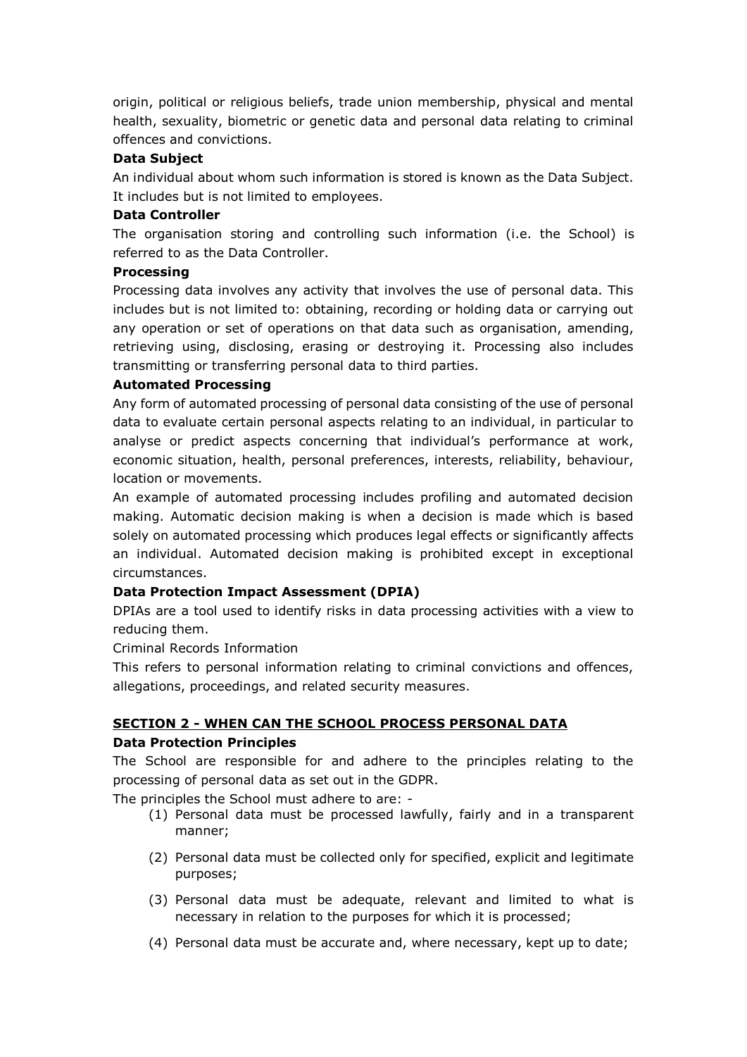origin, political or religious beliefs, trade union membership, physical and mental health, sexuality, biometric or genetic data and personal data relating to criminal offences and convictions.

**Data Subject**

An individual about whom such information is stored is known as the Data Subject. It includes but is not limited to employees.

**Data Controller**

The organisation storing and controlling such information (i.e. the School) is referred to as the Data Controller.

**Processing**

Processing data involves any activity that involves the use of personal data. This includes but is not limited to: obtaining, recording or holding data or carrying out any operation or set of operations on that data such as organisation, amending, retrieving using, disclosing, erasing or destroying it. Processing also includes transmitting or transferring personal data to third parties.

**Automated Processing**

Any form of automated processing of personal data consisting of the use of personal data to evaluate certain personal aspects relating to an individual, in particular to analyse or predict aspects concerning that individual's performance at work, economic situation, health, personal preferences, interests, reliability, behaviour, location or movements.

An example of automated processing includes profiling and automated decision making. Automatic decision making is when a decision is made which is based solely on automated processing which produces legal effects or significantly affects an individual. Automated decision making is prohibited except in exceptional circumstances.

**Data Protection Impact Assessment (DPIA)**

DPIAs are a tool used to identify risks in data processing activities with a view to reducing them.

Criminal Records Information

This refers to personal information relating to criminal convictions and offences, allegations, proceedings, and related security measures.

## SECTION 2 - WHEN CAN THE SCHOOL PROCESS PERSONAL DATA

**Data Protection Principles**

The School are responsible for and adhere to the principles relating to the processing of personal data as set out in the GDPR.

The principles the School must adhere to are: -

(1) Personal data must be processed lawfully, fairly and in a transparent manner;

(2) Personal data must be collected only for specified, explicit and legitimate purposes;

(3) Personal data must be adequate, relevant and limited to what is necessary in relation to the purposes for which it is processed;

(4) Personal data must be accurate and, where necessary, kept up to date;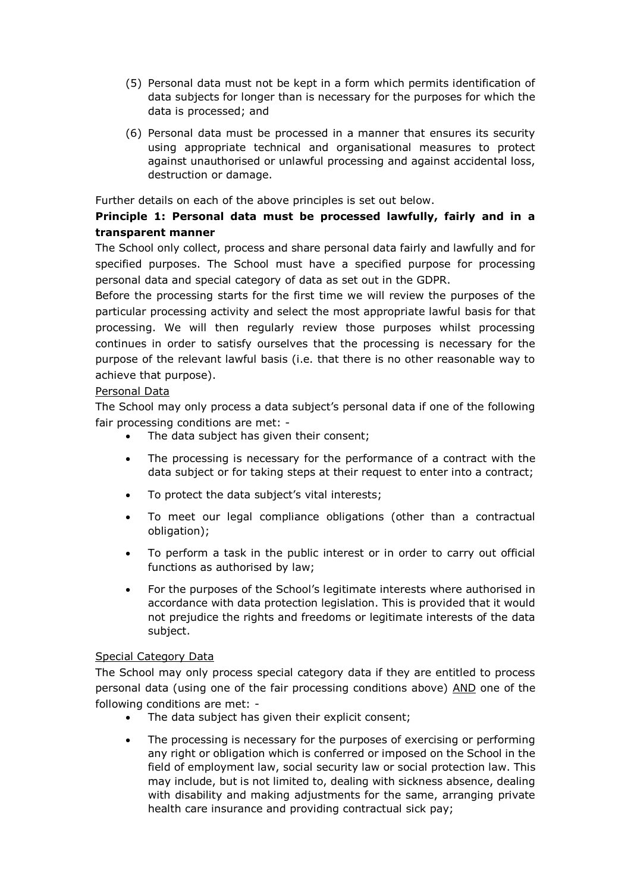(5) Personal data must not be kept in a form which permits identification of data subjects for longer than is necessary for the purposes for which the data is processed; and

(6) Personal data must be processed in a manner that ensures its security using appropriate technical and organisational measures to protect against unauthorised or unlawful processing and against accidental loss, destruction or damage.

Further details on each of the above principles is set out below.

**Principle 1: Personal data must be processed lawfully, fairly and in a transparent manner**

The School only collect, process and share personal data fairly and lawfully and for specified purposes. The School must have a specified purpose for processing personal data and special category of data as set out in the GDPR.

Before the processing starts for the first time we will review the purposes of the particular processing activity and select the most appropriate lawful basis for that processing. We will then regularly review those purposes whilst processing continues in order to satisfy ourselves that the processing is necessary for the purpose of the relevant lawful basis (i.e. that there is no other reasonable way to achieve that purpose).

<u>Personal Data</u>

The School may only process a data subject's personal data if one of the following fair processing conditions are met: -

- The data subject has given their consent;
- The processing is necessary for the performance of a contract with the data subject or for taking steps at their request to enter into a contract;
- To protect the data subject's vital interests;
- To meet our legal compliance obligations (other than a contractual obligation);
- To perform a task in the public interest or in order to carry out official functions as authorised by law;
- For the purposes of the School's legitimate interests where authorised in accordance with data protection legislation. This is provided that it would not prejudice the rights and freedoms or legitimate interests of the data subject.

<u>Special Category Data</u>

The School may only process special category data if they are entitled to process personal data (using one of the fair processing conditions above) <u>AND</u> one of the following conditions are met: -

- The data subject has given their explicit consent;
- The processing is necessary for the purposes of exercising or performing any right or obligation which is conferred or imposed on the School in the field of employment law, social security law or social protection law. This may include, but is not limited to, dealing with sickness absence, dealing with disability and making adjustments for the same, arranging private health care insurance and providing contractual sick pay;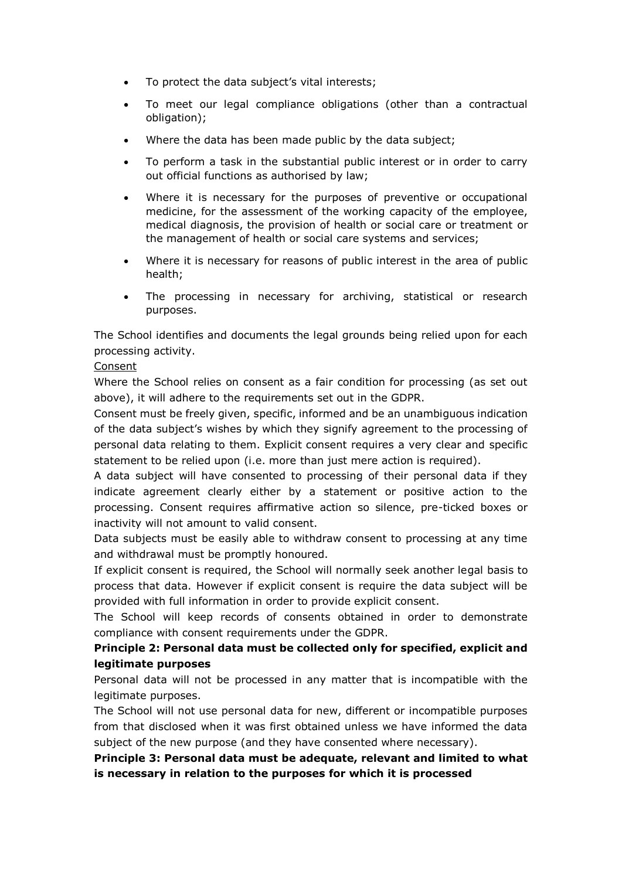- To protect the data subject's vital interests;
- To meet our legal compliance obligations (other than a contractual obligation);
- Where the data has been made public by the data subject;
- To perform a task in the substantial public interest or in order to carry out official functions as authorised by law;
- Where it is necessary for the purposes of preventive or occupational medicine, for the assessment of the working capacity of the employee, medical diagnosis, the provision of health or social care or treatment or the management of health or social care systems and services;
- Where it is necessary for reasons of public interest in the area of public health;
- The processing in necessary for archiving, statistical or research purposes.

The School identifies and documents the legal grounds being relied upon for each processing activity.

Consent

Where the School relies on consent as a fair condition for processing (as set out above), it will adhere to the requirements set out in the GDPR.

Consent must be freely given, specific, informed and be an unambiguous indication of the data subject's wishes by which they signify agreement to the processing of personal data relating to them. Explicit consent requires a very clear and specific statement to be relied upon (i.e. more than just mere action is required).

A data subject will have consented to processing of their personal data if they indicate agreement clearly either by a statement or positive action to the processing. Consent requires affirmative action so silence, pre-ticked boxes or inactivity will not amount to valid consent.

Data subjects must be easily able to withdraw consent to processing at any time and withdrawal must be promptly honoured.

If explicit consent is required, the School will normally seek another legal basis to process that data. However if explicit consent is require the data subject will be provided with full information in order to provide explicit consent.

The School will keep records of consents obtained in order to demonstrate compliance with consent requirements under the GDPR.

**Principle 2: Personal data must be collected only for specified, explicit and legitimate purposes**

Personal data will not be processed in any matter that is incompatible with the legitimate purposes.

The School will not use personal data for new, different or incompatible purposes from that disclosed when it was first obtained unless we have informed the data subject of the new purpose (and they have consented where necessary).

**Principle 3: Personal data must be adequate, relevant and limited to what is necessary in relation to the purposes for which it is processed**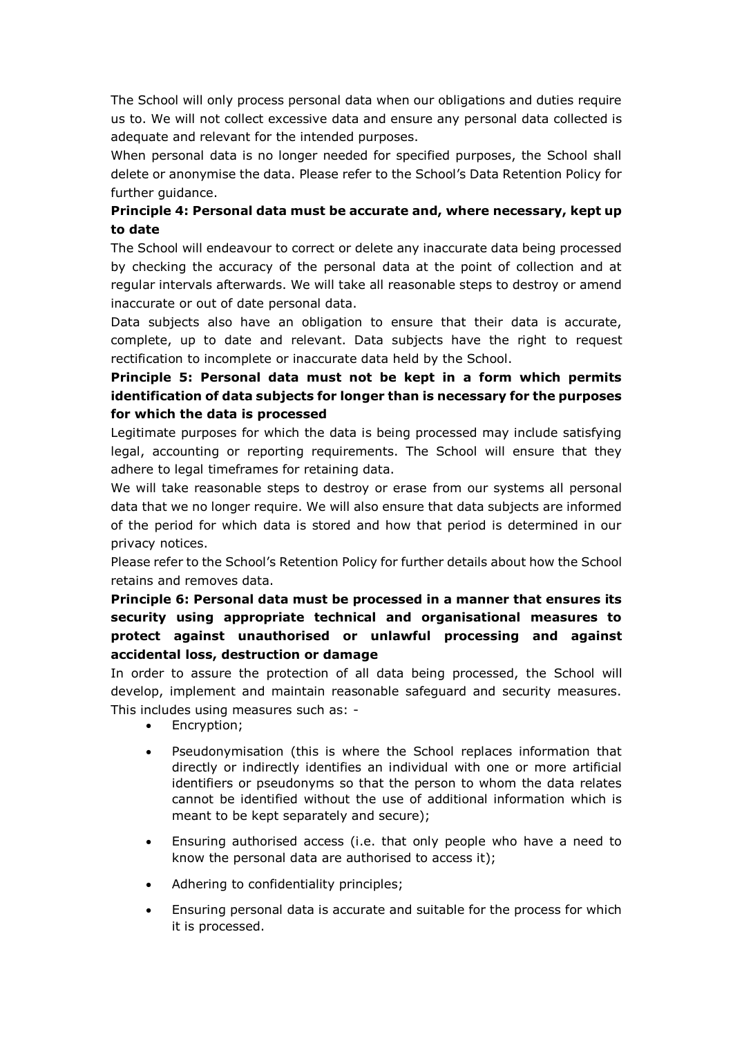The School will only process personal data when our obligations and duties require us to. We will not collect excessive data and ensure any personal data collected is adequate and relevant for the intended purposes.

When personal data is no longer needed for specified purposes, the School shall delete or anonymise the data. Please refer to the School's Data Retention Policy for further guidance.

**Principle 4: Personal data must be accurate and, where necessary, kept up to date**

The School will endeavour to correct or delete any inaccurate data being processed by checking the accuracy of the personal data at the point of collection and at regular intervals afterwards. We will take all reasonable steps to destroy or amend inaccurate or out of date personal data.

Data subjects also have an obligation to ensure that their data is accurate, complete, up to date and relevant. Data subjects have the right to request rectification to incomplete or inaccurate data held by the School.

**Principle 5: Personal data must not be kept in a form which permits identification of data subjects for longer than is necessary for the purposes for which the data is processed**

Legitimate purposes for which the data is being processed may include satisfying legal, accounting or reporting requirements. The School will ensure that they adhere to legal timeframes for retaining data.

We will take reasonable steps to destroy or erase from our systems all personal data that we no longer require. We will also ensure that data subjects are informed of the period for which data is stored and how that period is determined in our privacy notices.

Please refer to the School's Retention Policy for further details about how the School retains and removes data.

**Principle 6: Personal data must be processed in a manner that ensures its security using appropriate technical and organisational measures to protect against unauthorised or unlawful processing and against accidental loss, destruction or damage**

In order to assure the protection of all data being processed, the School will develop, implement and maintain reasonable safeguard and security measures. This includes using measures such as: -

- Encryption;
- Pseudonymisation (this is where the School replaces information that directly or indirectly identifies an individual with one or more artificial identifiers or pseudonyms so that the person to whom the data relates cannot be identified without the use of additional information which is meant to be kept separately and secure);
- Ensuring authorised access (i.e. that only people who have a need to know the personal data are authorised to access it);
- Adhering to confidentiality principles;
- Ensuring personal data is accurate and suitable for the process for which it is processed.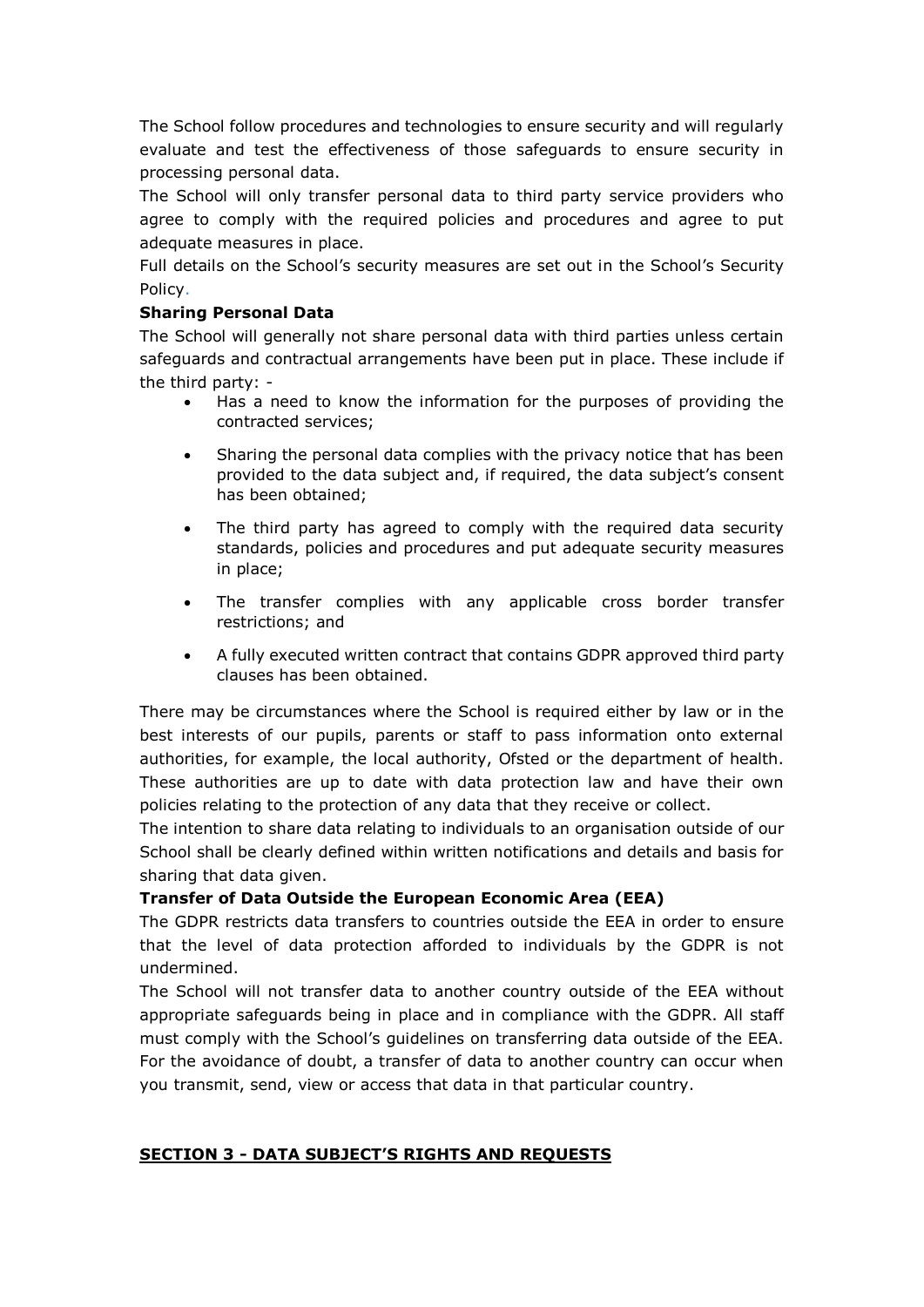The School follow procedures and technologies to ensure security and will regularly evaluate and test the effectiveness of those safeguards to ensure security in processing personal data.

The School will only transfer personal data to third party service providers who agree to comply with the required policies and procedures and agree to put adequate measures in place.

Full details on the School's security measures are set out in the School's Security Policy.

**Sharing Personal Data**

The School will generally not share personal data with third parties unless certain safeguards and contractual arrangements have been put in place. These include if the third party: -

- Has a need to know the information for the purposes of providing the contracted services;
- Sharing the personal data complies with the privacy notice that has been provided to the data subject and, if required, the data subject's consent has been obtained;
- The third party has agreed to comply with the required data security standards, policies and procedures and put adequate security measures in place;
- The transfer complies with any applicable cross border transfer restrictions; and
- A fully executed written contract that contains GDPR approved third party clauses has been obtained.

There may be circumstances where the School is required either by law or in the best interests of our pupils, parents or staff to pass information onto external authorities, for example, the local authority, Ofsted or the department of health. These authorities are up to date with data protection law and have their own policies relating to the protection of any data that they receive or collect.

The intention to share data relating to individuals to an organisation outside of our School shall be clearly defined within written notifications and details and basis for sharing that data given.

**Transfer of Data Outside the European Economic Area (EEA)**

The GDPR restricts data transfers to countries outside the EEA in order to ensure that the level of data protection afforded to individuals by the GDPR is not undermined.

The School will not transfer data to another country outside of the EEA without appropriate safeguards being in place and in compliance with the GDPR. All staff must comply with the School's guidelines on transferring data outside of the EEA. For the avoidance of doubt, a transfer of data to another country can occur when you transmit, send, view or access that data in that particular country.

## SECTION 3 - DATA SUBJECT'S RIGHTS AND REQUESTS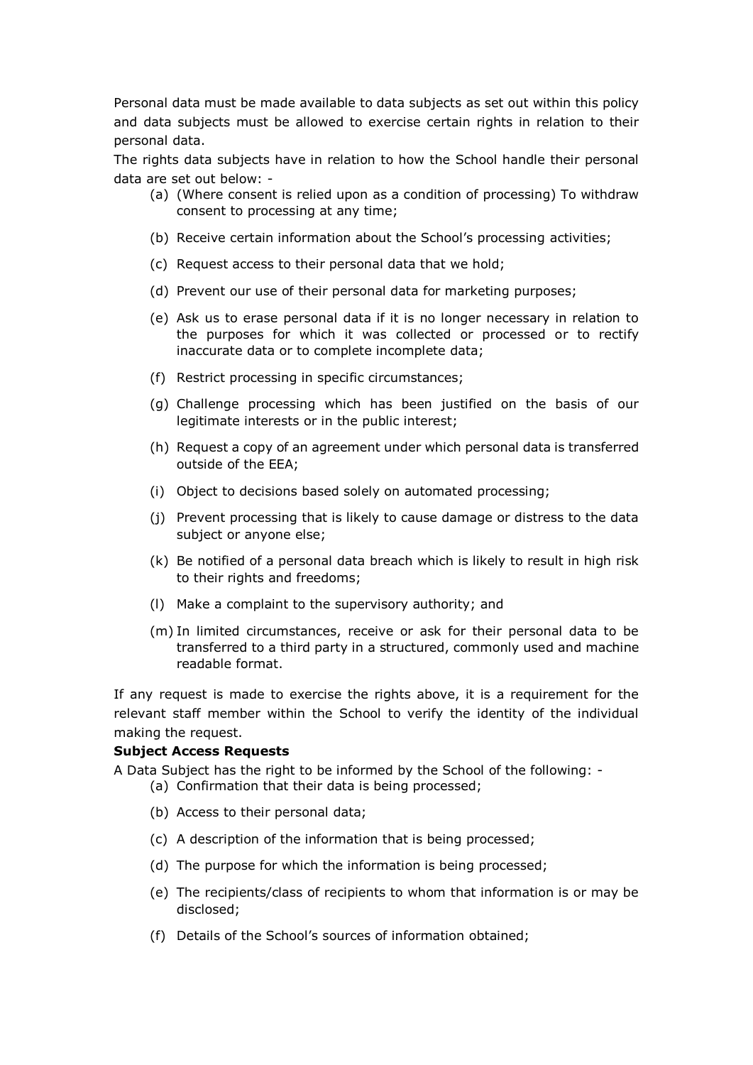Personal data must be made available to data subjects as set out within this policy and data subjects must be allowed to exercise certain rights in relation to their personal data.

The rights data subjects have in relation to how the School handle their personal data are set out below: -

(a) (Where consent is relied upon as a condition of processing) To withdraw consent to processing at any time;

(b) Receive certain information about the School's processing activities;

(c) Request access to their personal data that we hold;

(d) Prevent our use of their personal data for marketing purposes;

(e) Ask us to erase personal data if it is no longer necessary in relation to the purposes for which it was collected or processed or to rectify inaccurate data or to complete incomplete data;

(f) Restrict processing in specific circumstances;

(g) Challenge processing which has been justified on the basis of our legitimate interests or in the public interest;

(h) Request a copy of an agreement under which personal data is transferred outside of the EEA;

(i) Object to decisions based solely on automated processing;

(j) Prevent processing that is likely to cause damage or distress to the data subject or anyone else;

(k) Be notified of a personal data breach which is likely to result in high risk to their rights and freedoms;

(l) Make a complaint to the supervisory authority; and

(m) In limited circumstances, receive or ask for their personal data to be transferred to a third party in a structured, commonly used and machine readable format.

If any request is made to exercise the rights above, it is a requirement for the relevant staff member within the School to verify the identity of the individual making the request.

**Subject Access Requests**

A Data Subject has the right to be informed by the School of the following: -

(a) Confirmation that their data is being processed;

(b) Access to their personal data;

(c) A description of the information that is being processed;

(d) The purpose for which the information is being processed;

(e) The recipients/class of recipients to whom that information is or may be disclosed;

(f) Details of the School's sources of information obtained;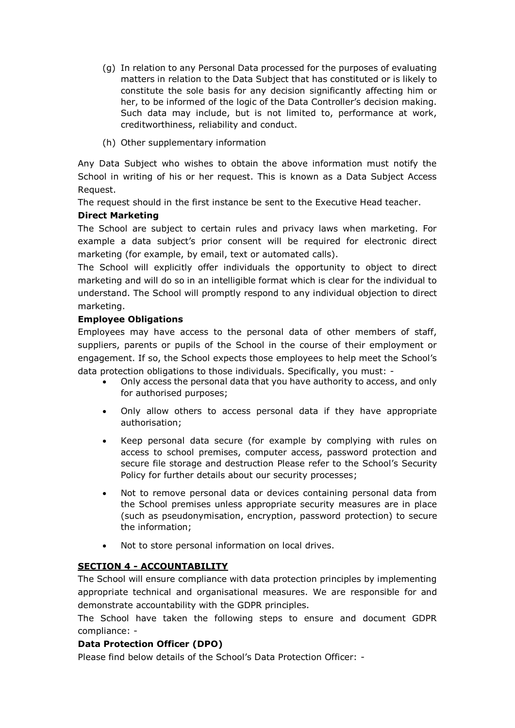(g) In relation to any Personal Data processed for the purposes of evaluating matters in relation to the Data Subject that has constituted or is likely to constitute the sole basis for any decision significantly affecting him or her, to be informed of the logic of the Data Controller's decision making. Such data may include, but is not limited to, performance at work, creditworthiness, reliability and conduct.

(h) Other supplementary information

Any Data Subject who wishes to obtain the above information must notify the School in writing of his or her request. This is known as a Data Subject Access Request.

The request should in the first instance be sent to the Executive Head teacher.

**Direct Marketing**

The School are subject to certain rules and privacy laws when marketing. For example a data subject's prior consent will be required for electronic direct marketing (for example, by email, text or automated calls).

The School will explicitly offer individuals the opportunity to object to direct marketing and will do so in an intelligible format which is clear for the individual to understand. The School will promptly respond to any individual objection to direct marketing.

**Employee Obligations**

Employees may have access to the personal data of other members of staff, suppliers, parents or pupils of the School in the course of their employment or engagement. If so, the School expects those employees to help meet the School's data protection obligations to those individuals. Specifically, you must: -

- Only access the personal data that you have authority to access, and only for authorised purposes;
- Only allow others to access personal data if they have appropriate authorisation;
- Keep personal data secure (for example by complying with rules on access to school premises, computer access, password protection and secure file storage and destruction Please refer to the School's Security Policy for further details about our security processes;
- Not to remove personal data or devices containing personal data from the School premises unless appropriate security measures are in place (such as pseudonymisation, encryption, password protection) to secure the information;
- Not to store personal information on local drives.

## SECTION 4 - ACCOUNTABILITY

The School will ensure compliance with data protection principles by implementing appropriate technical and organisational measures. We are responsible for and demonstrate accountability with the GDPR principles.

The School have taken the following steps to ensure and document GDPR compliance: -

**Data Protection Officer (DPO)**

Please find below details of the School's Data Protection Officer: -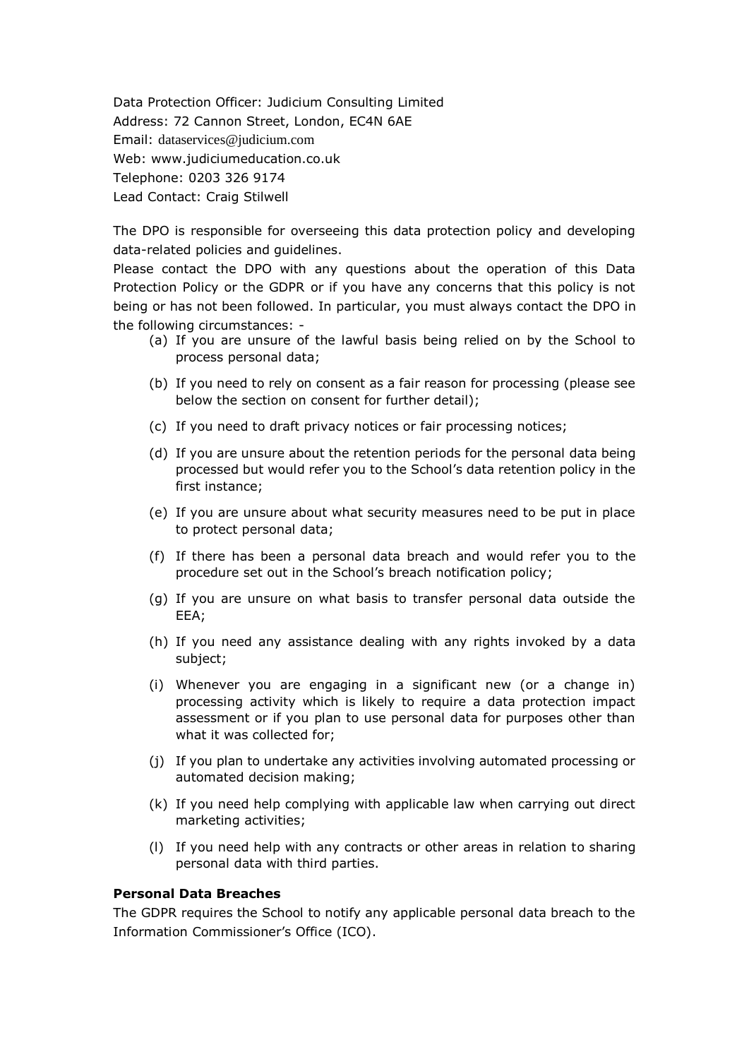Data Protection Officer: Judicium Consulting Limited
Address: 72 Cannon Street, London, EC4N 6AE
Email: dataservices@judicium.com
Web: www.judiciumeducation.co.uk
Telephone: 0203 326 9174
Lead Contact: Craig Stilwell

The DPO is responsible for overseeing this data protection policy and developing data-related policies and guidelines.

Please contact the DPO with any questions about the operation of this Data Protection Policy or the GDPR or if you have any concerns that this policy is not being or has not been followed. In particular, you must always contact the DPO in the following circumstances: -

(a) If you are unsure of the lawful basis being relied on by the School to process personal data;

(b) If you need to rely on consent as a fair reason for processing (please see below the section on consent for further detail);

(c) If you need to draft privacy notices or fair processing notices;

(d) If you are unsure about the retention periods for the personal data being processed but would refer you to the School's data retention policy in the first instance;

(e) If you are unsure about what security measures need to be put in place to protect personal data;

(f) If there has been a personal data breach and would refer you to the procedure set out in the School's breach notification policy;

(g) If you are unsure on what basis to transfer personal data outside the EEA;

(h) If you need any assistance dealing with any rights invoked by a data subject;

(i) Whenever you are engaging in a significant new (or a change in) processing activity which is likely to require a data protection impact assessment or if you plan to use personal data for purposes other than what it was collected for;

(j) If you plan to undertake any activities involving automated processing or automated decision making;

(k) If you need help complying with applicable law when carrying out direct marketing activities;

(l) If you need help with any contracts or other areas in relation to sharing personal data with third parties.

**Personal Data Breaches**

The GDPR requires the School to notify any applicable personal data breach to the Information Commissioner's Office (ICO).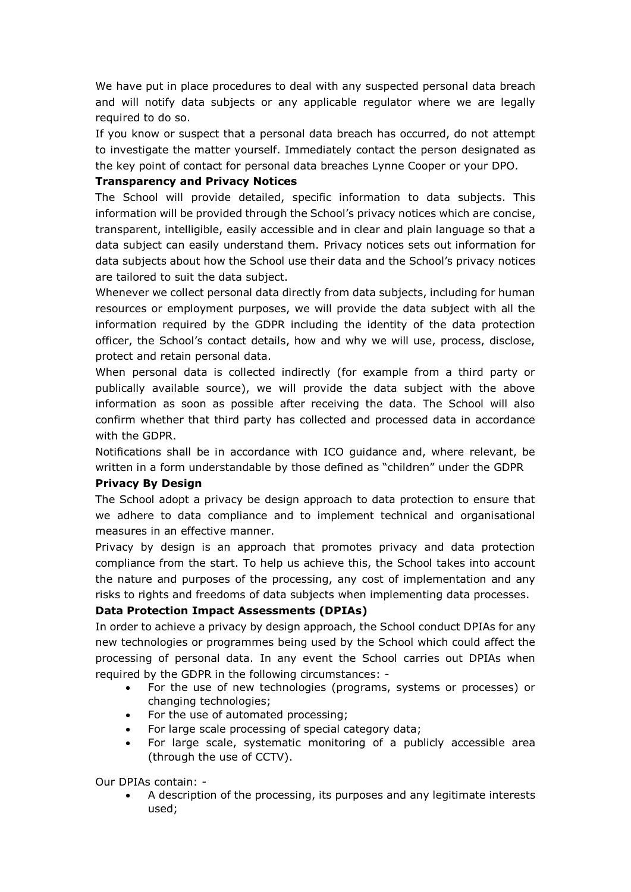We have put in place procedures to deal with any suspected personal data breach and will notify data subjects or any applicable regulator where we are legally required to do so.

If you know or suspect that a personal data breach has occurred, do not attempt to investigate the matter yourself. Immediately contact the person designated as the key point of contact for personal data breaches Lynne Cooper or your DPO.

**Transparency and Privacy Notices**

The School will provide detailed, specific information to data subjects. This information will be provided through the School's privacy notices which are concise, transparent, intelligible, easily accessible and in clear and plain language so that a data subject can easily understand them. Privacy notices sets out information for data subjects about how the School use their data and the School's privacy notices are tailored to suit the data subject.

Whenever we collect personal data directly from data subjects, including for human resources or employment purposes, we will provide the data subject with all the information required by the GDPR including the identity of the data protection officer, the School's contact details, how and why we will use, process, disclose, protect and retain personal data.

When personal data is collected indirectly (for example from a third party or publically available source), we will provide the data subject with the above information as soon as possible after receiving the data. The School will also confirm whether that third party has collected and processed data in accordance with the GDPR.

Notifications shall be in accordance with ICO guidance and, where relevant, be written in a form understandable by those defined as "children" under the GDPR

**Privacy By Design**

The School adopt a privacy be design approach to data protection to ensure that we adhere to data compliance and to implement technical and organisational measures in an effective manner.

Privacy by design is an approach that promotes privacy and data protection compliance from the start. To help us achieve this, the School takes into account the nature and purposes of the processing, any cost of implementation and any risks to rights and freedoms of data subjects when implementing data processes.

**Data Protection Impact Assessments (DPIAs)**

In order to achieve a privacy by design approach, the School conduct DPIAs for any new technologies or programmes being used by the School which could affect the processing of personal data. In any event the School carries out DPIAs when required by the GDPR in the following circumstances: -

- For the use of new technologies (programs, systems or processes) or changing technologies;
- For the use of automated processing;
- For large scale processing of special category data;
- For large scale, systematic monitoring of a publicly accessible area (through the use of CCTV).

Our DPIAs contain: -

- A description of the processing, its purposes and any legitimate interests used;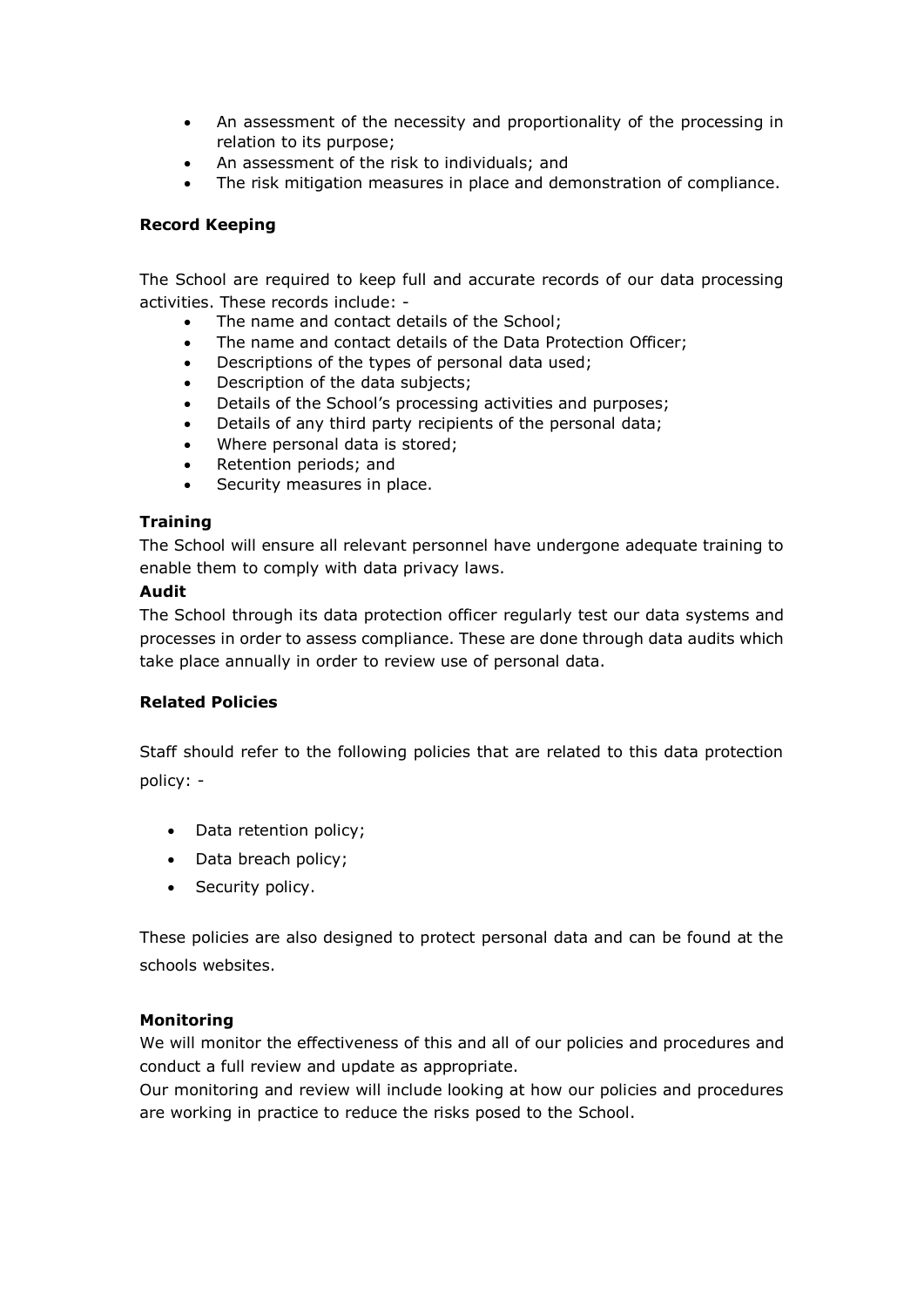- An assessment of the necessity and proportionality of the processing in relation to its purpose;
- An assessment of the risk to individuals; and
- The risk mitigation measures in place and demonstration of compliance.

**Record Keeping**

The School are required to keep full and accurate records of our data processing activities. These records include: -

- The name and contact details of the School;
- The name and contact details of the Data Protection Officer;
- Descriptions of the types of personal data used;
- Description of the data subjects;
- Details of the School's processing activities and purposes;
- Details of any third party recipients of the personal data;
- Where personal data is stored;
- Retention periods; and
- Security measures in place.

**Training**

The School will ensure all relevant personnel have undergone adequate training to enable them to comply with data privacy laws.

**Audit**

The School through its data protection officer regularly test our data systems and processes in order to assess compliance. These are done through data audits which take place annually in order to review use of personal data.

**Related Policies**

Staff should refer to the following policies that are related to this data protection policy: -

- Data retention policy;
- Data breach policy;
- Security policy.

These policies are also designed to protect personal data and can be found at the schools websites.

**Monitoring**

We will monitor the effectiveness of this and all of our policies and procedures and conduct a full review and update as appropriate.

Our monitoring and review will include looking at how our policies and procedures are working in practice to reduce the risks posed to the School.